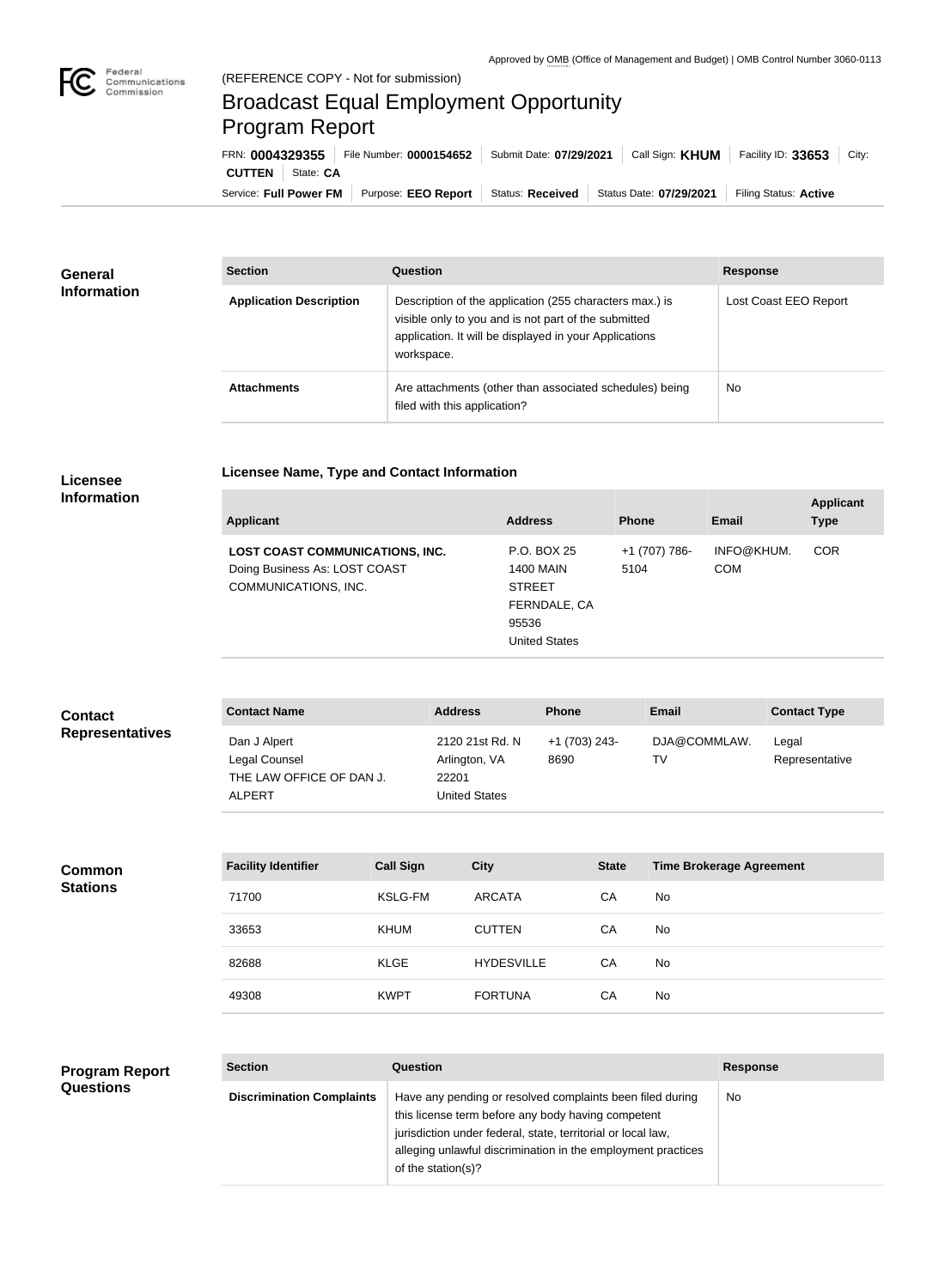Approved by OMB (Office of Management and Budget) | OMB Control Number 3060-0113

(REFERENCE COPY - Not for submission)

# Broadcast Equal Employment Opportunity Program Report

FRN: **0004329355** | File Number: **0000154652** | Submit Date: **07/29/2021** | Call Sign: **KHUM** | Facility ID: **33653** | City: **CUTTEN** | State: **CA**

Service: **Full Power FM** | Purpose: **EEO Report** | Status: **Received** | Status Date: **07/29/2021** | Filing Status: **Active**

## General Information

| Section | Question | Response |
|---|---|---|
| **Application Description** | Description of the application (255 characters max.) is visible only to you and is not part of the submitted application. It will be displayed in your Applications workspace. | Lost Coast EEO Report |
| **Attachments** | Are attachments (other than associated schedules) being filed with this application? | No |

## Licensee Information

### Licensee Name, Type and Contact Information

| Applicant | Address | Phone | Email | Applicant Type |
|---|---|---|---|---|
| **LOST COAST COMMUNICATIONS, INC.** Doing Business As: LOST COAST COMMUNICATIONS, INC. | P.O. BOX 25 1400 MAIN STREET FERNDALE, CA 95536 United States | +1 (707) 786-5104 | INFO@KHUM.COM | COR |

## Contact Representatives

| Contact Name | Address | Phone | Email | Contact Type |
|---|---|---|---|---|
| Dan J Alpert Legal Counsel THE LAW OFFICE OF DAN J. ALPERT | 2120 21st Rd. N Arlington, VA 22201 United States | +1 (703) 243-8690 | DJA@COMMLAW.TV | Legal Representative |

## Common Stations

| Facility Identifier | Call Sign | City | State | Time Brokerage Agreement |
|---|---|---|---|---|
| 71700 | KSLG-FM | ARCATA | CA | No |
| 33653 | KHUM | CUTTEN | CA | No |
| 82688 | KLGE | HYDESVILLE | CA | No |
| 49308 | KWPT | FORTUNA | CA | No |

## Program Report Questions

| Section | Question | Response |
|---|---|---|
| **Discrimination Complaints** | Have any pending or resolved complaints been filed during this license term before any body having competent jurisdiction under federal, state, territorial or local law, alleging unlawful discrimination in the employment practices of the station(s)? | No |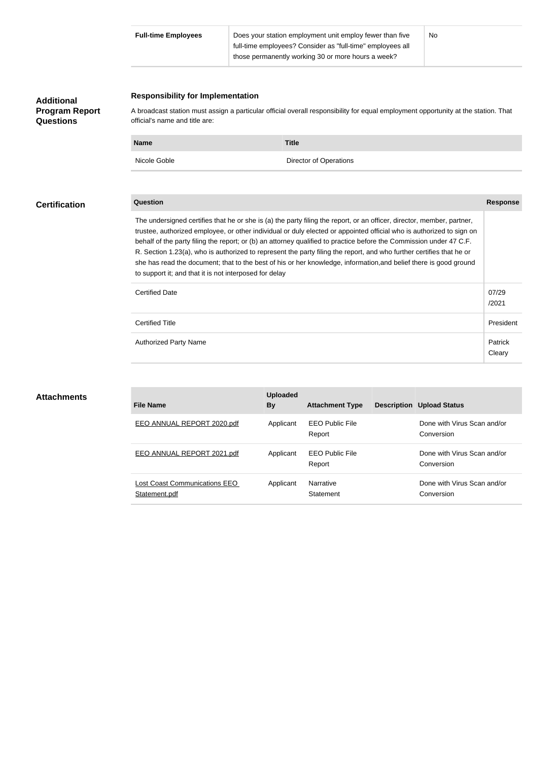| | | |
|---|---|---|
| **Full-time Employees** | Does your station employment unit employ fewer than five full-time employees? Consider as "full-time" employees all those permanently working 30 or more hours a week? | No |

## Additional Program Report Questions

### Responsibility for Implementation

A broadcast station must assign a particular official overall responsibility for equal employment opportunity at the station. That official's name and title are:

| Name | Title |
|---|---|
| Nicole Goble | Director of Operations |

## Certification

| Question | Response |
|---|---|
| The undersigned certifies that he or she is (a) the party filing the report, or an officer, director, member, partner, trustee, authorized employee, or other individual or duly elected or appointed official who is authorized to sign on behalf of the party filing the report; or (b) an attorney qualified to practice before the Commission under 47 C.F. R. Section 1.23(a), who is authorized to represent the party filing the report, and who further certifies that he or she has read the document; that to the best of his or her knowledge, information,and belief there is good ground to support it; and that it is not interposed for delay | |
| Certified Date | 07/29/2021 |
| Certified Title | President |
| Authorized Party Name | Patrick Cleary |

## Attachments

| File Name | Uploaded By | Attachment Type | Description | Upload Status |
|---|---|---|---|---|
| EEO ANNUAL REPORT 2020.pdf | Applicant | EEO Public File Report | | Done with Virus Scan and/or Conversion |
| EEO ANNUAL REPORT 2021.pdf | Applicant | EEO Public File Report | | Done with Virus Scan and/or Conversion |
| Lost Coast Communications EEO Statement.pdf | Applicant | Narrative Statement | | Done with Virus Scan and/or Conversion |